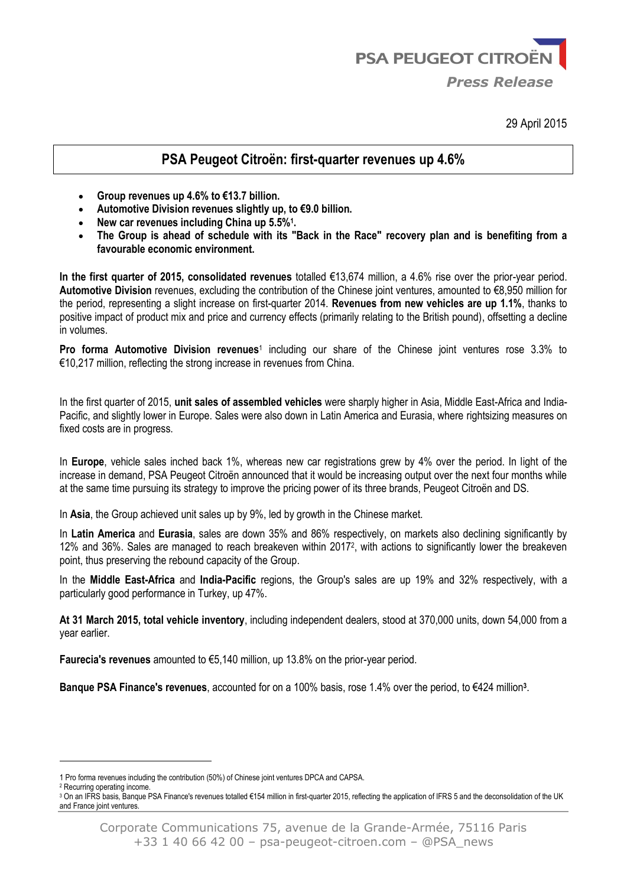PSA PEUGEOT CITROËN

*Press Release*

29 April 2015

# PSA Peugeot Citroën: first-quarter revenues up 4.6%

- **Group revenues up 4.6% to €13.7 billion.**
- **Automotive Division revenues slightly up, to €9.0 billion.**
- **New car revenues including China up 5.5%[1].**
- **The Group is ahead of schedule with its "Back in the Race" recovery plan and is benefiting from a favourable economic environment.**

**In the first quarter of 2015, consolidated revenues** totalled €13,674 million, a 4.6% rise over the prior-year period. **Automotive Division** revenues, excluding the contribution of the Chinese joint ventures, amounted to €8,950 million for the period, representing a slight increase on first-quarter 2014. **Revenues from new vehicles are up 1.1%**, thanks to positive impact of product mix and price and currency effects (primarily relating to the British pound), offsetting a decline in volumes.

**Pro forma Automotive Division revenues**[1] including our share of the Chinese joint ventures rose 3.3% to €10,217 million, reflecting the strong increase in revenues from China.

In the first quarter of 2015, **unit sales of assembled vehicles** were sharply higher in Asia, Middle East-Africa and India-Pacific, and slightly lower in Europe. Sales were also down in Latin America and Eurasia, where rightsizing measures on fixed costs are in progress.

In **Europe**, vehicle sales inched back 1%, whereas new car registrations grew by 4% over the period. In light of the increase in demand, PSA Peugeot Citroën announced that it would be increasing output over the next four months while at the same time pursuing its strategy to improve the pricing power of its three brands, Peugeot Citroën and DS.

In **Asia**, the Group achieved unit sales up by 9%, led by growth in the Chinese market.

In **Latin America** and **Eurasia**, sales are down 35% and 86% respectively, on markets also declining significantly by 12% and 36%. Sales are managed to reach breakeven within 2017[2], with actions to significantly lower the breakeven point, thus preserving the rebound capacity of the Group.

In the **Middle East-Africa** and **India-Pacific** regions, the Group's sales are up 19% and 32% respectively, with a particularly good performance in Turkey, up 47%.

**At 31 March 2015, total vehicle inventory**, including independent dealers, stood at 370,000 units, down 54,000 from a year earlier.

**Faurecia's revenues** amounted to €5,140 million, up 13.8% on the prior-year period.

**Banque PSA Finance's revenues**, accounted for on a 100% basis, rose 1.4% over the period, to €424 million[3].

---

1 Pro forma revenues including the contribution (50%) of Chinese joint ventures DPCA and CAPSA.

2 Recurring operating income.

3 On an IFRS basis, Banque PSA Finance's revenues totalled €154 million in first-quarter 2015, reflecting the application of IFRS 5 and the deconsolidation of the UK and France joint ventures.

Corporate Communications 75, avenue de la Grande-Armée, 75116 Paris
+33 1 40 66 42 00 – psa-peugeot-citroen.com – @PSA_news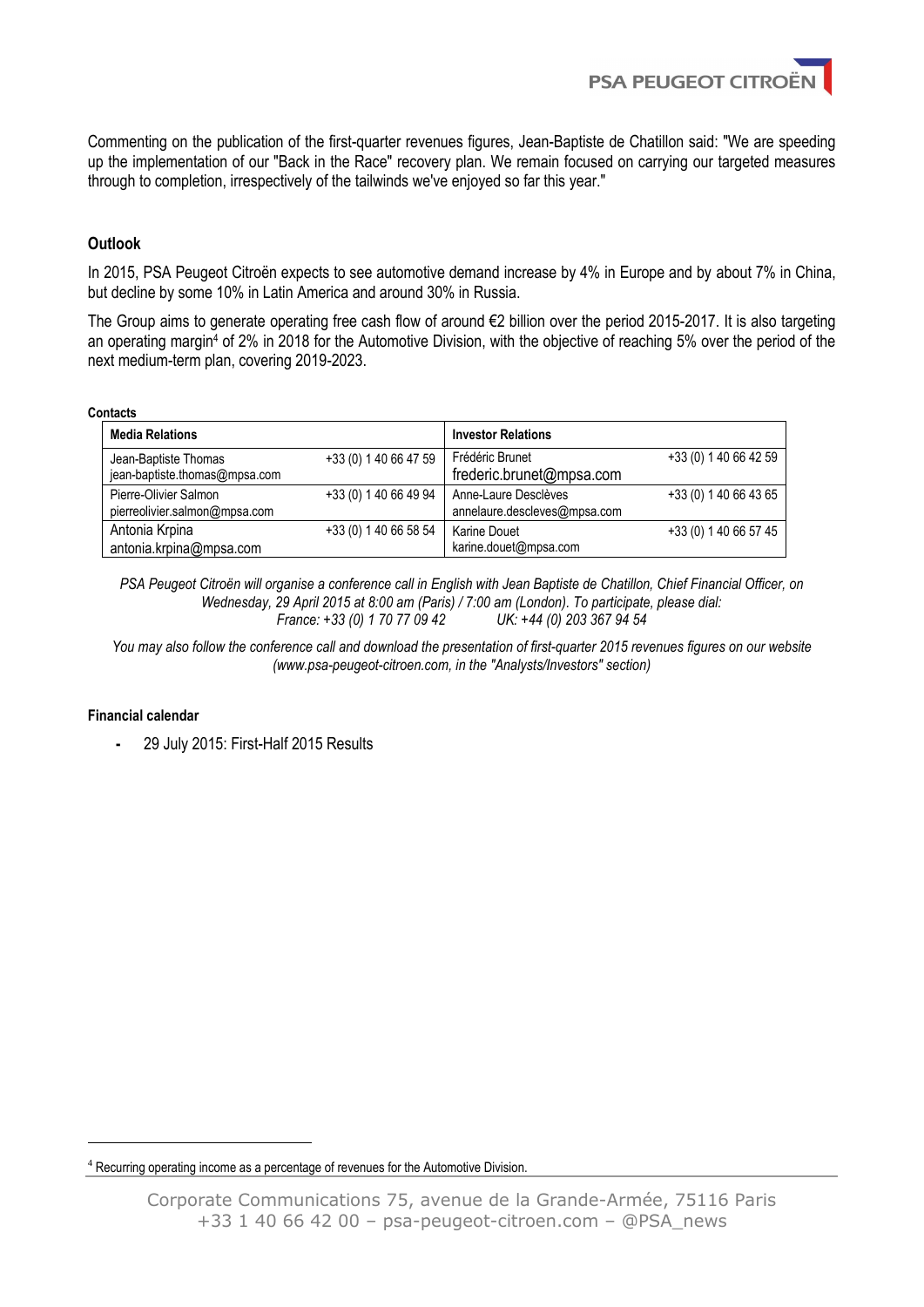Commenting on the publication of the first-quarter revenues figures, Jean-Baptiste de Chatillon said: "We are speeding up the implementation of our "Back in the Race" recovery plan. We remain focused on carrying our targeted measures through to completion, irrespectively of the tailwinds we've enjoyed so far this year."

**Outlook**

In 2015, PSA Peugeot Citroën expects to see automotive demand increase by 4% in Europe and by about 7% in China, but decline by some 10% in Latin America and around 30% in Russia.

The Group aims to generate operating free cash flow of around €2 billion over the period 2015-2017. It is also targeting an operating margin[4] of 2% in 2018 for the Automotive Division, with the objective of reaching 5% over the period of the next medium-term plan, covering 2019-2023.

**Contacts**

| **Media Relations** | | **Investor Relations** | |
|---|---|---|---|
| Jean-Baptiste Thomas<br>jean-baptiste.thomas@mpsa.com | +33 (0) 1 40 66 47 59 | Frédéric Brunet<br>frederic.brunet@mpsa.com | +33 (0) 1 40 66 42 59 |
| Pierre-Olivier Salmon<br>pierreolivier.salmon@mpsa.com | +33 (0) 1 40 66 49 94 | Anne-Laure Desclèves<br>annelaure.descleves@mpsa.com | +33 (0) 1 40 66 43 65 |
| Antonia Krpina<br>antonia.krpina@mpsa.com | +33 (0) 1 40 66 58 54 | Karine Douet<br>karine.douet@mpsa.com | +33 (0) 1 40 66 57 45 |

*PSA Peugeot Citroën will organise a conference call in English with Jean Baptiste de Chatillon, Chief Financial Officer, on Wednesday, 29 April 2015 at 8:00 am (Paris) / 7:00 am (London). To participate, please dial:*
*France: +33 (0) 1 70 77 09 42 UK: +44 (0) 203 367 94 54*

*You may also follow the conference call and download the presentation of first-quarter 2015 revenues figures on our website (www.psa-peugeot-citroen.com, in the "Analysts/Investors" section)*

**Financial calendar**

- 29 July 2015: First-Half 2015 Results

[4] Recurring operating income as a percentage of revenues for the Automotive Division.

Corporate Communications 75, avenue de la Grande-Armée, 75116 Paris
+33 1 40 66 42 00 – psa-peugeot-citroen.com – @PSA_news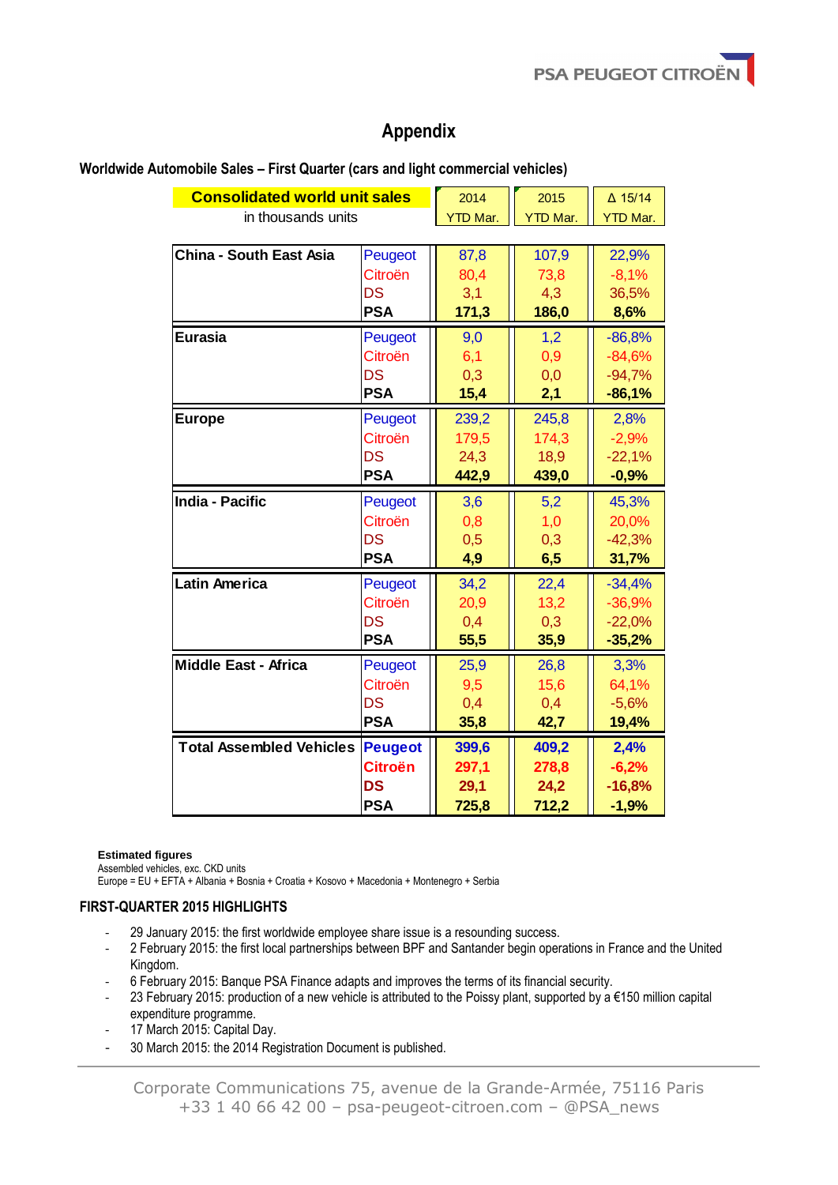# Appendix

**Worldwide Automobile Sales – First Quarter (cars and light commercial vehicles)**

| Consolidated world unit sales<br>in thousands units | | 2014<br>YTD Mar. | 2015<br>YTD Mar. | Δ 15/14<br>YTD Mar. |
|---|---|---|---|---|
| **China - South East Asia** | Peugeot | 87,8 | 107,9 | 22,9% |
| | Citroën | 80,4 | 73,8 | -8,1% |
| | DS | 3,1 | 4,3 | 36,5% |
| | **PSA** | **171,3** | **186,0** | **8,6%** |
| **Eurasia** | Peugeot | 9,0 | 1,2 | -86,8% |
| | Citroën | 6,1 | 0,9 | -84,6% |
| | DS | 0,3 | 0,0 | -94,7% |
| | **PSA** | **15,4** | **2,1** | **-86,1%** |
| **Europe** | Peugeot | 239,2 | 245,8 | 2,8% |
| | Citroën | 179,5 | 174,3 | -2,9% |
| | DS | 24,3 | 18,9 | -22,1% |
| | **PSA** | **442,9** | **439,0** | **-0,9%** |
| **India - Pacific** | Peugeot | 3,6 | 5,2 | 45,3% |
| | Citroën | 0,8 | 1,0 | 20,0% |
| | DS | 0,5 | 0,3 | -42,3% |
| | **PSA** | **4,9** | **6,5** | **31,7%** |
| **Latin America** | Peugeot | 34,2 | 22,4 | -34,4% |
| | Citroën | 20,9 | 13,2 | -36,9% |
| | DS | 0,4 | 0,3 | -22,0% |
| | **PSA** | **55,5** | **35,9** | **-35,2%** |
| **Middle East - Africa** | Peugeot | 25,9 | 26,8 | 3,3% |
| | Citroën | 9,5 | 15,6 | 64,1% |
| | DS | 0,4 | 0,4 | -5,6% |
| | **PSA** | **35,8** | **42,7** | **19,4%** |
| **Total Assembled Vehicles** | **Peugeot** | **399,6** | **409,2** | **2,4%** |
| | **Citroën** | **297,1** | **278,8** | **-6,2%** |
| | **DS** | **29,1** | **24,2** | **-16,8%** |
| | **PSA** | **725,8** | **712,2** | **-1,9%** |

**Estimated figures**
Assembled vehicles, exc. CKD units
Europe = EU + EFTA + Albania + Bosnia + Croatia + Kosovo + Macedonia + Montenegro + Serbia

## FIRST-QUARTER 2015 HIGHLIGHTS

- 29 January 2015: the first worldwide employee share issue is a resounding success.
- 2 February 2015: the first local partnerships between BPF and Santander begin operations in France and the United Kingdom.
- 6 February 2015: Banque PSA Finance adapts and improves the terms of its financial security.
- 23 February 2015: production of a new vehicle is attributed to the Poissy plant, supported by a €150 million capital expenditure programme.
- 17 March 2015: Capital Day.
- 30 March 2015: the 2014 Registration Document is published.

Corporate Communications 75, avenue de la Grande-Armée, 75116 Paris
+33 1 40 66 42 00 – psa-peugeot-citroen.com – @PSA_news